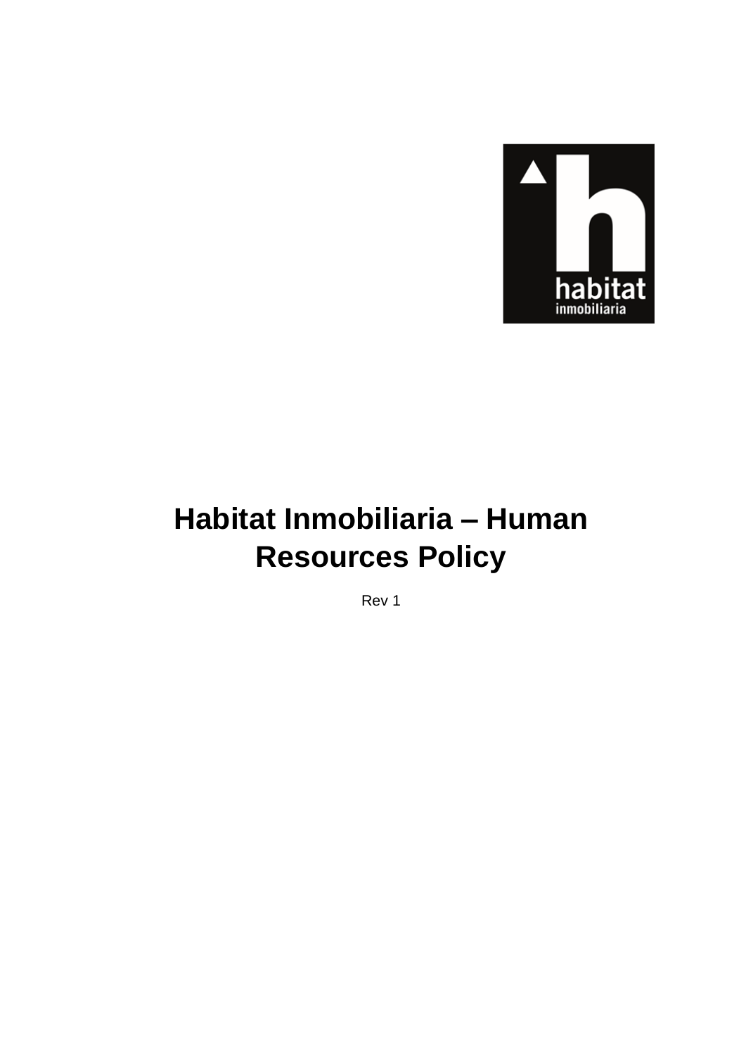# Habitat Inmobiliaria – Human Resources Policy

Rev 1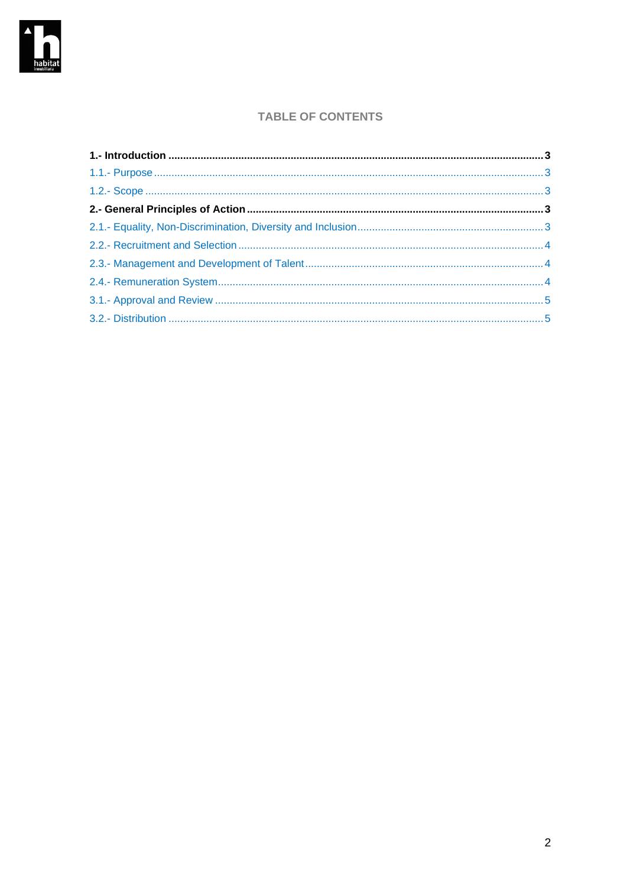## TABLE OF CONTENTS

**1.- Introduction .......... 3**

1.1.- Purpose .......... 3

1.2.- Scope .......... 3

**2.- General Principles of Action .......... 3**

2.1.- Equality, Non-Discrimination, Diversity and Inclusion .......... 3

2.2.- Recruitment and Selection .......... 4

2.3.- Management and Development of Talent .......... 4

2.4.- Remuneration System .......... 4

3.1.- Approval and Review .......... 5

3.2.- Distribution .......... 5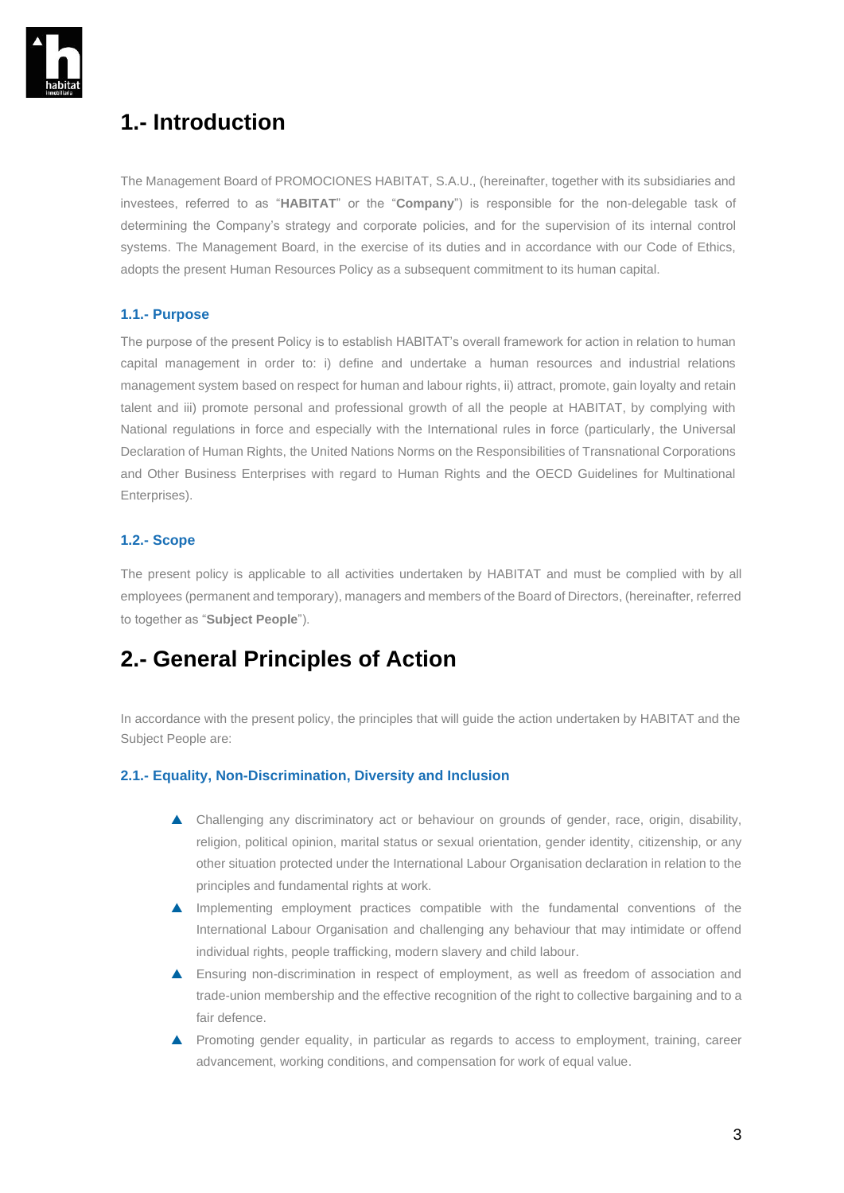# 1.- Introduction

The Management Board of PROMOCIONES HABITAT, S.A.U., (hereinafter, together with its subsidiaries and investees, referred to as "**HABITAT**" or the "**Company**") is responsible for the non-delegable task of determining the Company's strategy and corporate policies, and for the supervision of its internal control systems. The Management Board, in the exercise of its duties and in accordance with our Code of Ethics, adopts the present Human Resources Policy as a subsequent commitment to its human capital.

## 1.1.- Purpose

The purpose of the present Policy is to establish HABITAT's overall framework for action in relation to human capital management in order to: i) define and undertake a human resources and industrial relations management system based on respect for human and labour rights, ii) attract, promote, gain loyalty and retain talent and iii) promote personal and professional growth of all the people at HABITAT, by complying with National regulations in force and especially with the International rules in force (particularly, the Universal Declaration of Human Rights, the United Nations Norms on the Responsibilities of Transnational Corporations and Other Business Enterprises with regard to Human Rights and the OECD Guidelines for Multinational Enterprises).

## 1.2.- Scope

The present policy is applicable to all activities undertaken by HABITAT and must be complied with by all employees (permanent and temporary), managers and members of the Board of Directors, (hereinafter, referred to together as "**Subject People**").

# 2.- General Principles of Action

In accordance with the present policy, the principles that will guide the action undertaken by HABITAT and the Subject People are:

## 2.1.- Equality, Non-Discrimination, Diversity and Inclusion

- Challenging any discriminatory act or behaviour on grounds of gender, race, origin, disability, religion, political opinion, marital status or sexual orientation, gender identity, citizenship, or any other situation protected under the International Labour Organisation declaration in relation to the principles and fundamental rights at work.
- Implementing employment practices compatible with the fundamental conventions of the International Labour Organisation and challenging any behaviour that may intimidate or offend individual rights, people trafficking, modern slavery and child labour.
- Ensuring non-discrimination in respect of employment, as well as freedom of association and trade-union membership and the effective recognition of the right to collective bargaining and to a fair defence.
- Promoting gender equality, in particular as regards to access to employment, training, career advancement, working conditions, and compensation for work of equal value.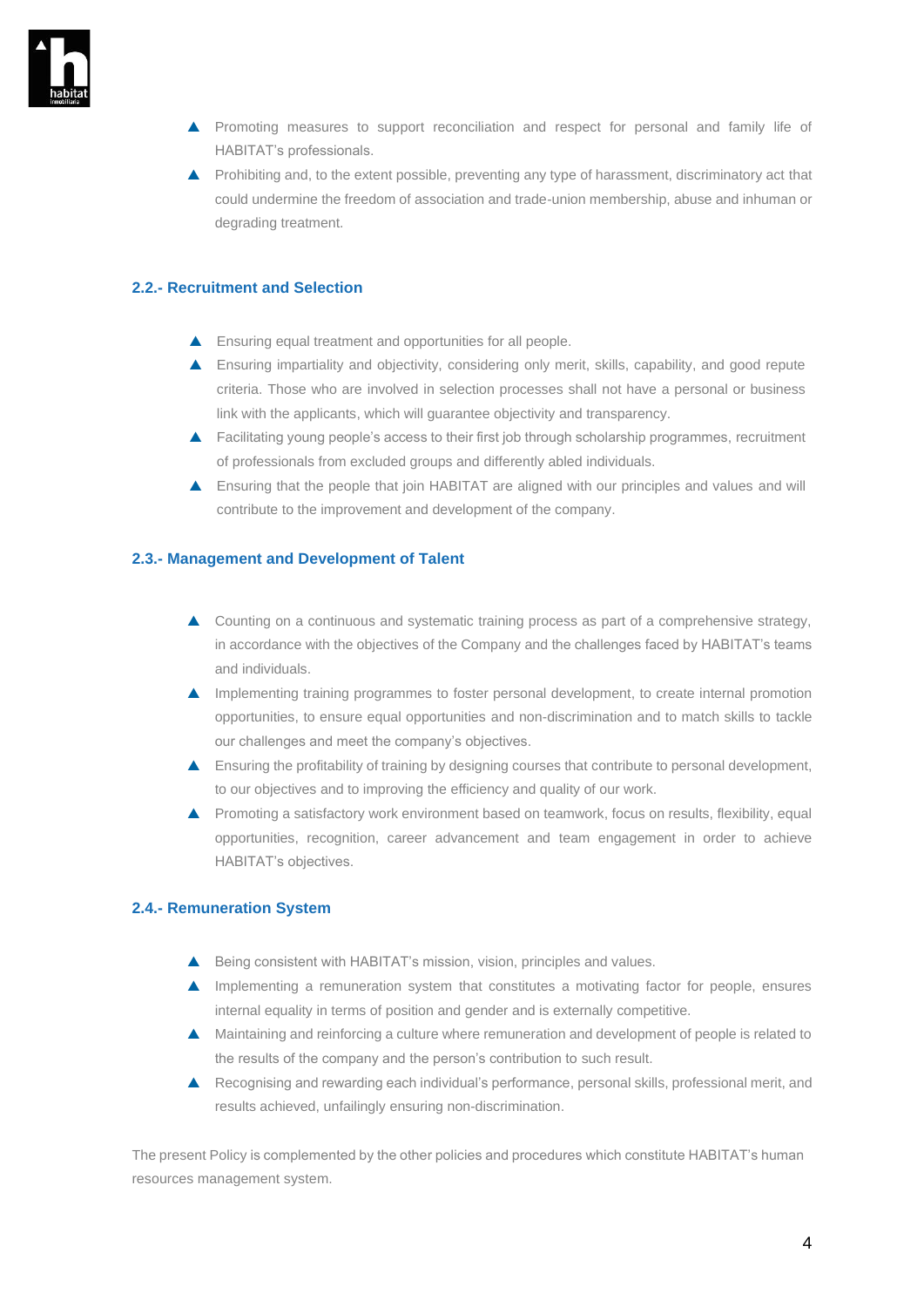- Promoting measures to support reconciliation and respect for personal and family life of HABITAT's professionals.
- Prohibiting and, to the extent possible, preventing any type of harassment, discriminatory act that could undermine the freedom of association and trade-union membership, abuse and inhuman or degrading treatment.

### 2.2.- Recruitment and Selection

- Ensuring equal treatment and opportunities for all people.
- Ensuring impartiality and objectivity, considering only merit, skills, capability, and good repute criteria. Those who are involved in selection processes shall not have a personal or business link with the applicants, which will guarantee objectivity and transparency.
- Facilitating young people's access to their first job through scholarship programmes, recruitment of professionals from excluded groups and differently abled individuals.
- Ensuring that the people that join HABITAT are aligned with our principles and values and will contribute to the improvement and development of the company.

### 2.3.- Management and Development of Talent

- Counting on a continuous and systematic training process as part of a comprehensive strategy, in accordance with the objectives of the Company and the challenges faced by HABITAT's teams and individuals.
- Implementing training programmes to foster personal development, to create internal promotion opportunities, to ensure equal opportunities and non-discrimination and to match skills to tackle our challenges and meet the company's objectives.
- Ensuring the profitability of training by designing courses that contribute to personal development, to our objectives and to improving the efficiency and quality of our work.
- Promoting a satisfactory work environment based on teamwork, focus on results, flexibility, equal opportunities, recognition, career advancement and team engagement in order to achieve HABITAT's objectives.

### 2.4.- Remuneration System

- Being consistent with HABITAT's mission, vision, principles and values.
- Implementing a remuneration system that constitutes a motivating factor for people, ensures internal equality in terms of position and gender and is externally competitive.
- Maintaining and reinforcing a culture where remuneration and development of people is related to the results of the company and the person's contribution to such result.
- Recognising and rewarding each individual's performance, personal skills, professional merit, and results achieved, unfailingly ensuring non-discrimination.

The present Policy is complemented by the other policies and procedures which constitute HABITAT's human resources management system.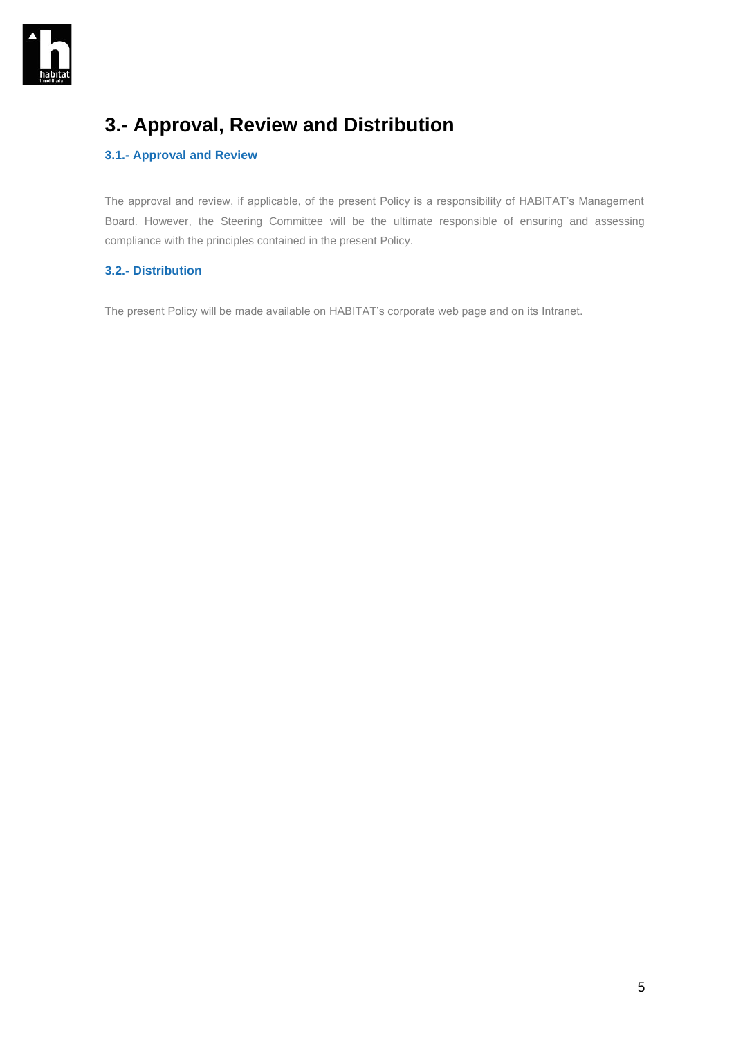# 3.- Approval, Review and Distribution

## 3.1.- Approval and Review

The approval and review, if applicable, of the present Policy is a responsibility of HABITAT's Management Board. However, the Steering Committee will be the ultimate responsible of ensuring and assessing compliance with the principles contained in the present Policy.

## 3.2.- Distribution

The present Policy will be made available on HABITAT's corporate web page and on its Intranet.